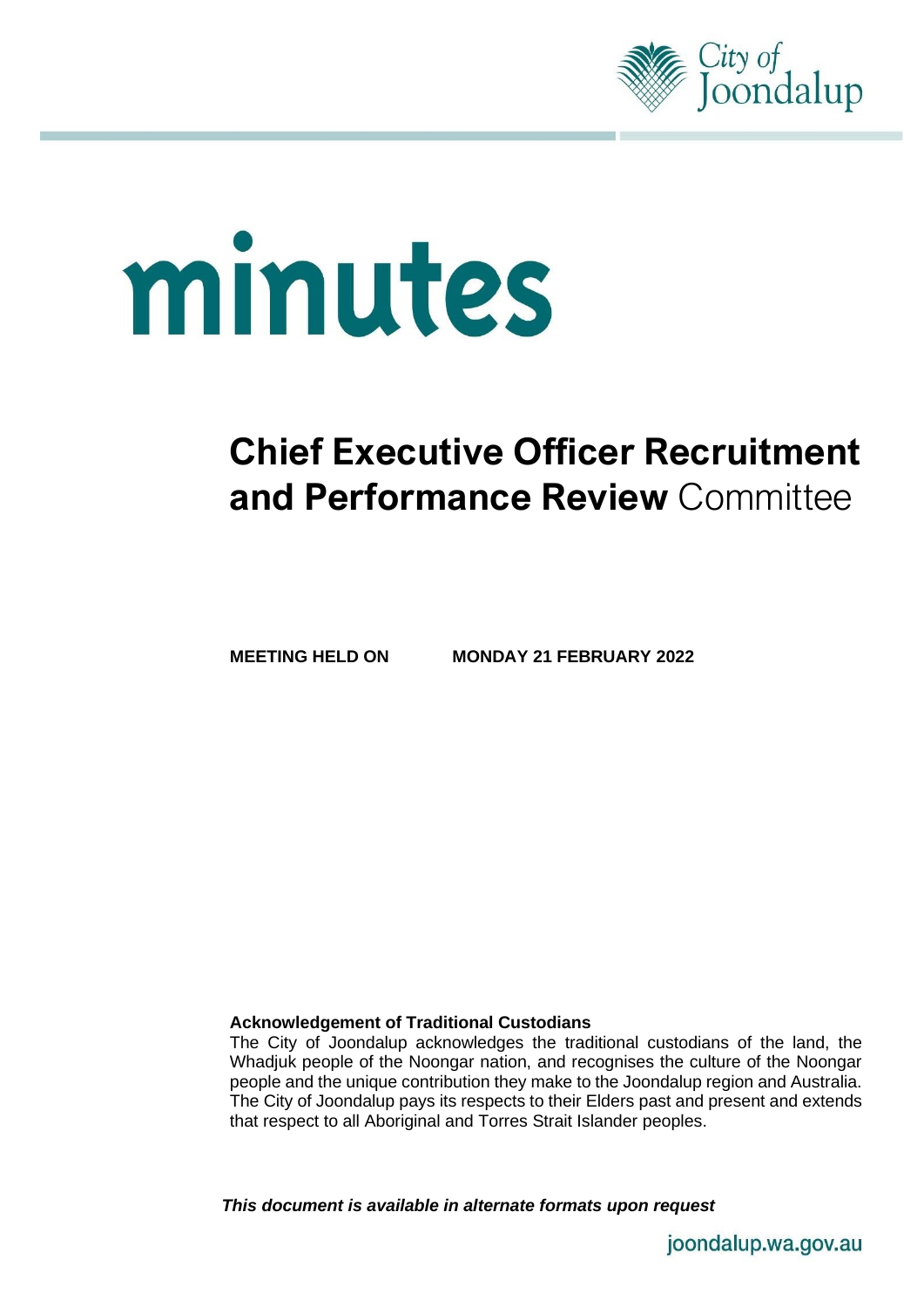City of Joondalup

# minutes

# **Chief Executive Officer Recruitment and Performance Review** Committee

**MEETING HELD ON MONDAY 21 FEBRUARY 2022**

**Acknowledgement of Traditional Custodians**

The City of Joondalup acknowledges the traditional custodians of the land, the Whadjuk people of the Noongar nation, and recognises the culture of the Noongar people and the unique contribution they make to the Joondalup region and Australia. The City of Joondalup pays its respects to their Elders past and present and extends that respect to all Aboriginal and Torres Strait Islander peoples.

***This document is available in alternate formats upon request***

joondalup.wa.gov.au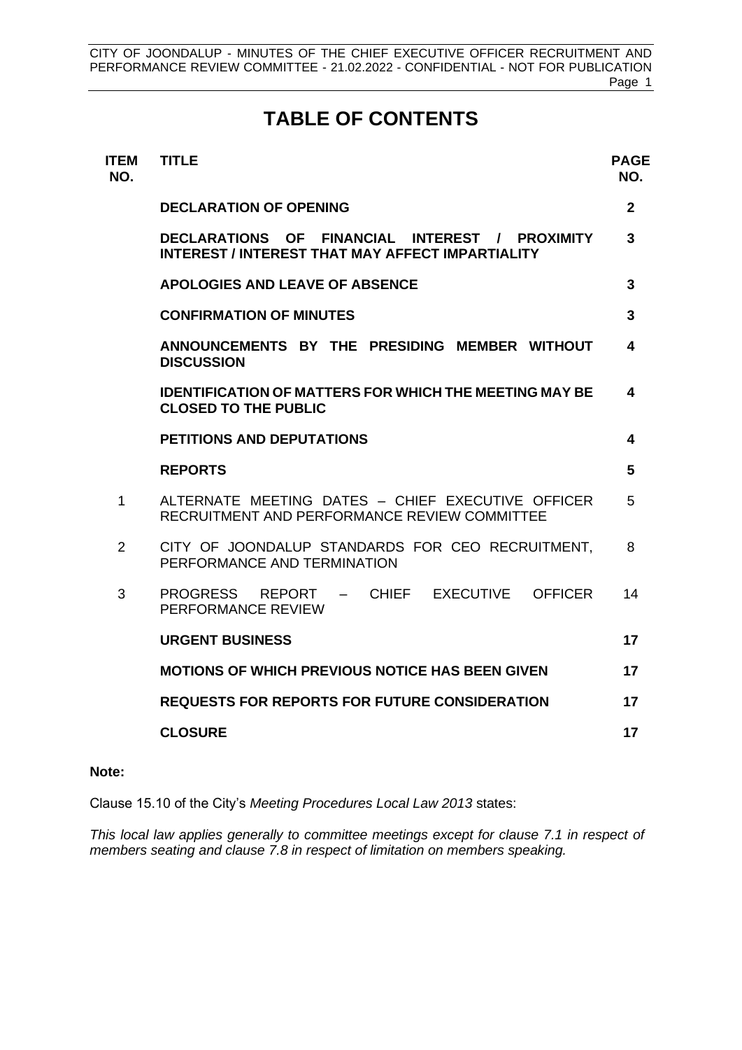# TABLE OF CONTENTS

| ITEM NO. | TITLE | PAGE NO. |
|---|---|---|
| | **DECLARATION OF OPENING** | **2** |
| | **DECLARATIONS OF FINANCIAL INTEREST / PROXIMITY INTEREST / INTEREST THAT MAY AFFECT IMPARTIALITY** | **3** |
| | **APOLOGIES AND LEAVE OF ABSENCE** | **3** |
| | **CONFIRMATION OF MINUTES** | **3** |
| | **ANNOUNCEMENTS BY THE PRESIDING MEMBER WITHOUT DISCUSSION** | **4** |
| | **IDENTIFICATION OF MATTERS FOR WHICH THE MEETING MAY BE CLOSED TO THE PUBLIC** | **4** |
| | **PETITIONS AND DEPUTATIONS** | **4** |
| | **REPORTS** | **5** |
| 1 | ALTERNATE MEETING DATES – CHIEF EXECUTIVE OFFICER RECRUITMENT AND PERFORMANCE REVIEW COMMITTEE | 5 |
| 2 | CITY OF JOONDALUP STANDARDS FOR CEO RECRUITMENT, PERFORMANCE AND TERMINATION | 8 |
| 3 | PROGRESS REPORT – CHIEF EXECUTIVE OFFICER PERFORMANCE REVIEW | 14 |
| | **URGENT BUSINESS** | **17** |
| | **MOTIONS OF WHICH PREVIOUS NOTICE HAS BEEN GIVEN** | **17** |
| | **REQUESTS FOR REPORTS FOR FUTURE CONSIDERATION** | **17** |
| | **CLOSURE** | **17** |

**Note:**

Clause 15.10 of the City's *Meeting Procedures Local Law 2013* states:

*This local law applies generally to committee meetings except for clause 7.1 in respect of members seating and clause 7.8 in respect of limitation on members speaking.*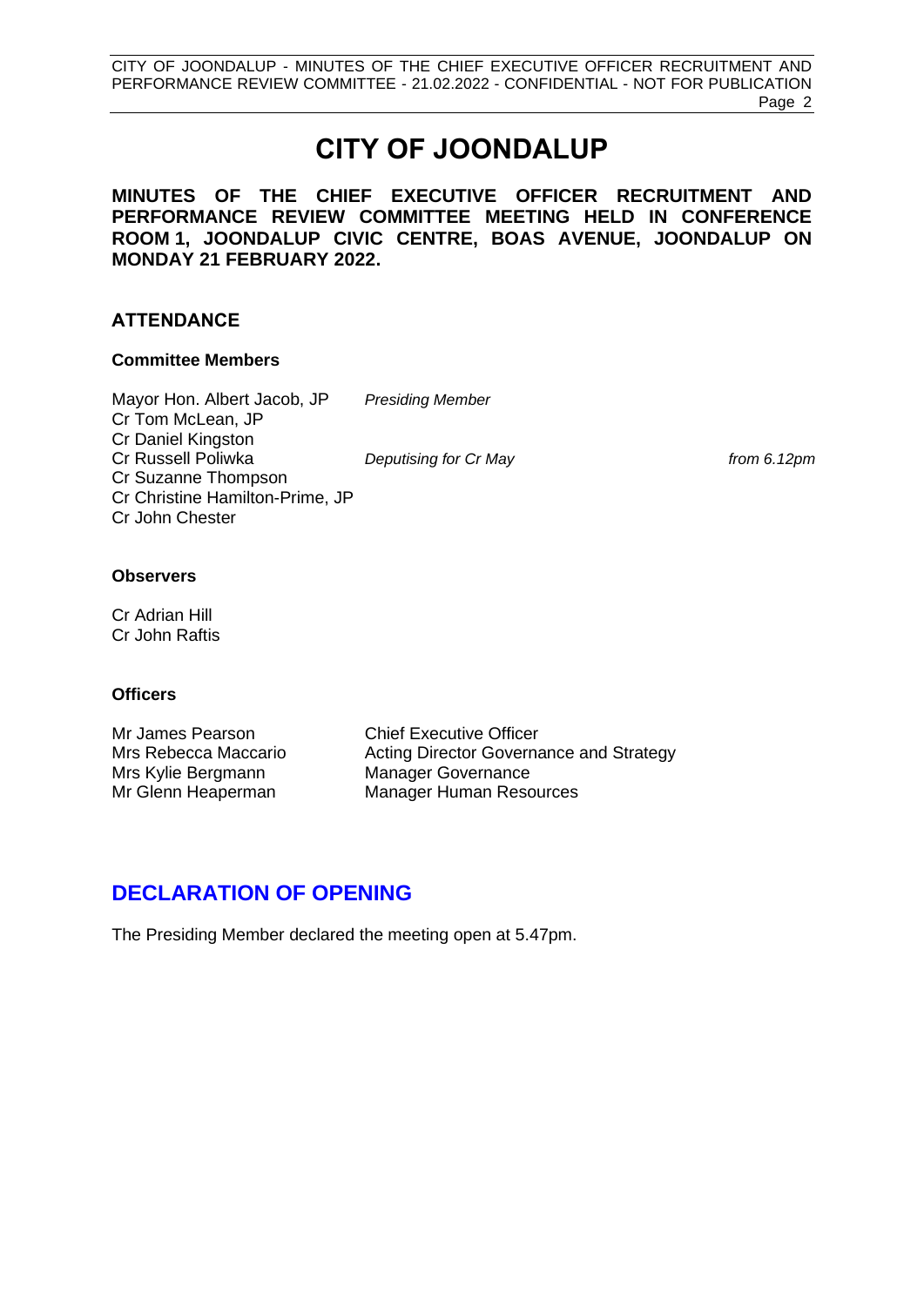# CITY OF JOONDALUP

**MINUTES OF THE CHIEF EXECUTIVE OFFICER RECRUITMENT AND PERFORMANCE REVIEW COMMITTEE MEETING HELD IN CONFERENCE ROOM 1, JOONDALUP CIVIC CENTRE, BOAS AVENUE, JOONDALUP ON MONDAY 21 FEBRUARY 2022.**

## ATTENDANCE

### Committee Members

| | | |
|---|---|---|
| Mayor Hon. Albert Jacob, JP | *Presiding Member* | |
| Cr Tom McLean, JP | | |
| Cr Daniel Kingston | | |
| Cr Russell Poliwka | *Deputising for Cr May* | *from 6.12pm* |
| Cr Suzanne Thompson | | |
| Cr Christine Hamilton-Prime, JP | | |
| Cr John Chester | | |

### Observers

Cr Adrian Hill
Cr John Raftis

### Officers

| | |
|---|---|
| Mr James Pearson | Chief Executive Officer |
| Mrs Rebecca Maccario | Acting Director Governance and Strategy |
| Mrs Kylie Bergmann | Manager Governance |
| Mr Glenn Heaperman | Manager Human Resources |

## DECLARATION OF OPENING

The Presiding Member declared the meeting open at 5.47pm.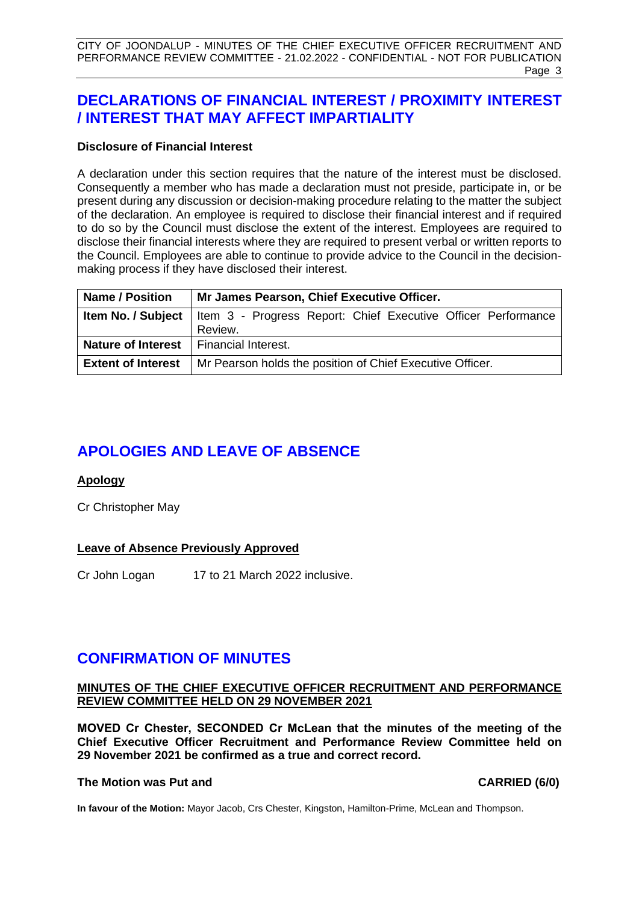## DECLARATIONS OF FINANCIAL INTEREST / PROXIMITY INTEREST / INTEREST THAT MAY AFFECT IMPARTIALITY

**Disclosure of Financial Interest**

A declaration under this section requires that the nature of the interest must be disclosed. Consequently a member who has made a declaration must not preside, participate in, or be present during any discussion or decision-making procedure relating to the matter the subject of the declaration. An employee is required to disclose their financial interest and if required to do so by the Council must disclose the extent of the interest. Employees are required to disclose their financial interests where they are required to present verbal or written reports to the Council. Employees are able to continue to provide advice to the Council in the decision-making process if they have disclosed their interest.

| **Name / Position** | **Mr James Pearson, Chief Executive Officer.** |
|---|---|
| **Item No. / Subject** | Item 3 - Progress Report: Chief Executive Officer Performance Review. |
| **Nature of Interest** | Financial Interest. |
| **Extent of Interest** | Mr Pearson holds the position of Chief Executive Officer. |

## APOLOGIES AND LEAVE OF ABSENCE

**Apology**

Cr Christopher May

**Leave of Absence Previously Approved**

Cr John Logan 17 to 21 March 2022 inclusive.

## CONFIRMATION OF MINUTES

**MINUTES OF THE CHIEF EXECUTIVE OFFICER RECRUITMENT AND PERFORMANCE REVIEW COMMITTEE HELD ON 29 NOVEMBER 2021**

**MOVED Cr Chester, SECONDED Cr McLean that the minutes of the meeting of the Chief Executive Officer Recruitment and Performance Review Committee held on 29 November 2021 be confirmed as a true and correct record.**

**The Motion was Put and CARRIED (6/0)**

**In favour of the Motion:** Mayor Jacob, Crs Chester, Kingston, Hamilton-Prime, McLean and Thompson.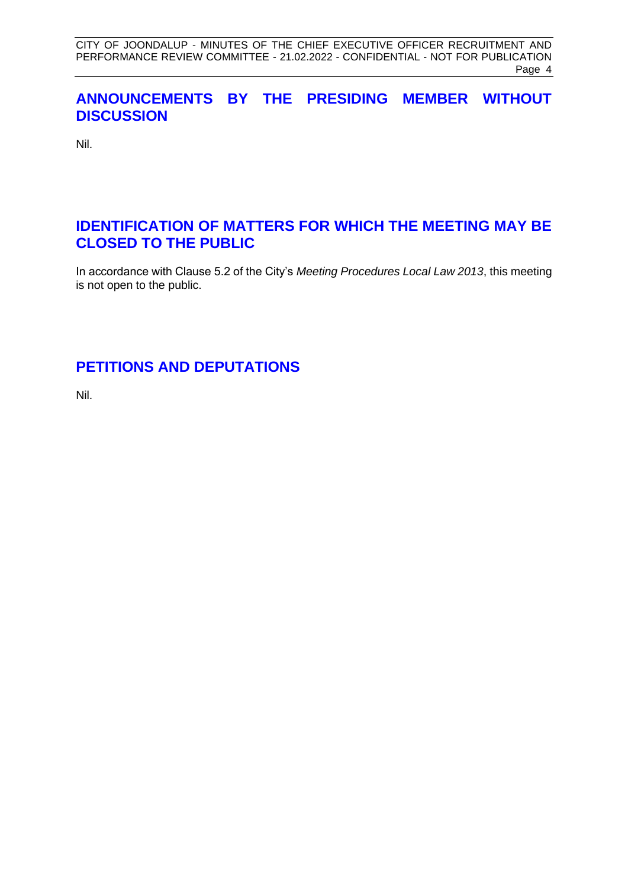## ANNOUNCEMENTS BY THE PRESIDING MEMBER WITHOUT DISCUSSION

Nil.

## IDENTIFICATION OF MATTERS FOR WHICH THE MEETING MAY BE CLOSED TO THE PUBLIC

In accordance with Clause 5.2 of the City's *Meeting Procedures Local Law 2013*, this meeting is not open to the public.

## PETITIONS AND DEPUTATIONS

Nil.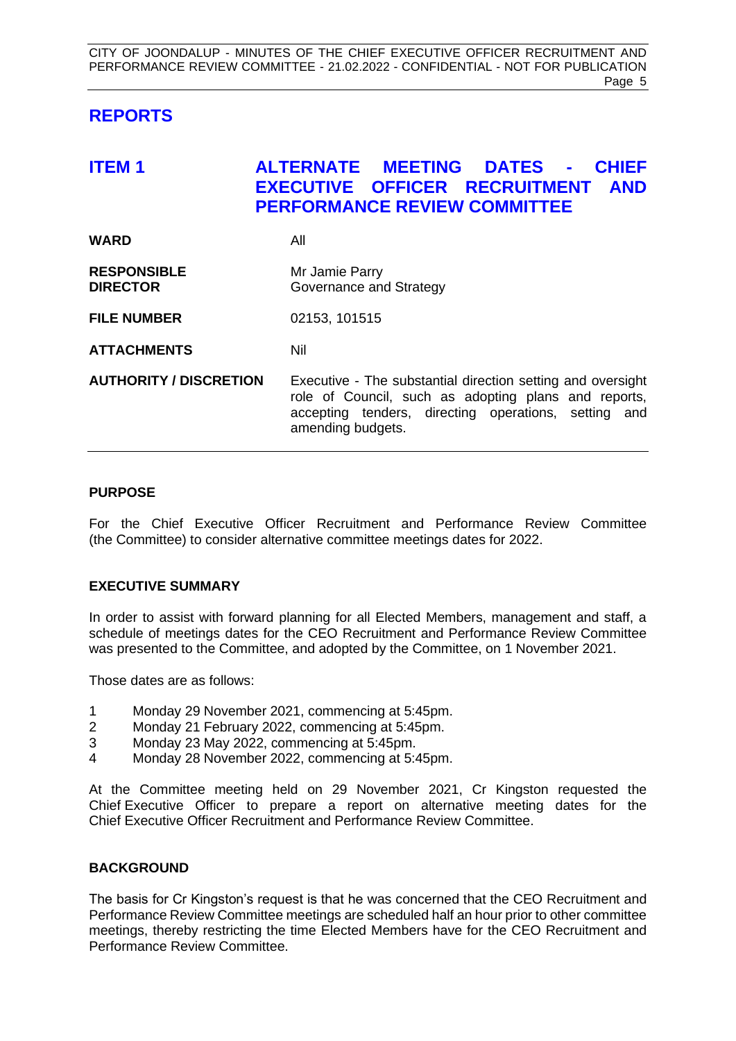# REPORTS

## ITEM 1 ALTERNATE MEETING DATES - CHIEF EXECUTIVE OFFICER RECRUITMENT AND PERFORMANCE REVIEW COMMITTEE

| | |
|---|---|
| **WARD** | All |
| **RESPONSIBLE DIRECTOR** | Mr Jamie Parry<br>Governance and Strategy |
| **FILE NUMBER** | 02153, 101515 |
| **ATTACHMENTS** | Nil |
| **AUTHORITY / DISCRETION** | Executive - The substantial direction setting and oversight role of Council, such as adopting plans and reports, accepting tenders, directing operations, setting and amending budgets. |

### PURPOSE

For the Chief Executive Officer Recruitment and Performance Review Committee (the Committee) to consider alternative committee meetings dates for 2022.

### EXECUTIVE SUMMARY

In order to assist with forward planning for all Elected Members, management and staff, a schedule of meetings dates for the CEO Recruitment and Performance Review Committee was presented to the Committee, and adopted by the Committee, on 1 November 2021.

Those dates are as follows:

1. Monday 29 November 2021, commencing at 5:45pm.
2. Monday 21 February 2022, commencing at 5:45pm.
3. Monday 23 May 2022, commencing at 5:45pm.
4. Monday 28 November 2022, commencing at 5:45pm.

At the Committee meeting held on 29 November 2021, Cr Kingston requested the Chief Executive Officer to prepare a report on alternative meeting dates for the Chief Executive Officer Recruitment and Performance Review Committee.

### BACKGROUND

The basis for Cr Kingston's request is that he was concerned that the CEO Recruitment and Performance Review Committee meetings are scheduled half an hour prior to other committee meetings, thereby restricting the time Elected Members have for the CEO Recruitment and Performance Review Committee.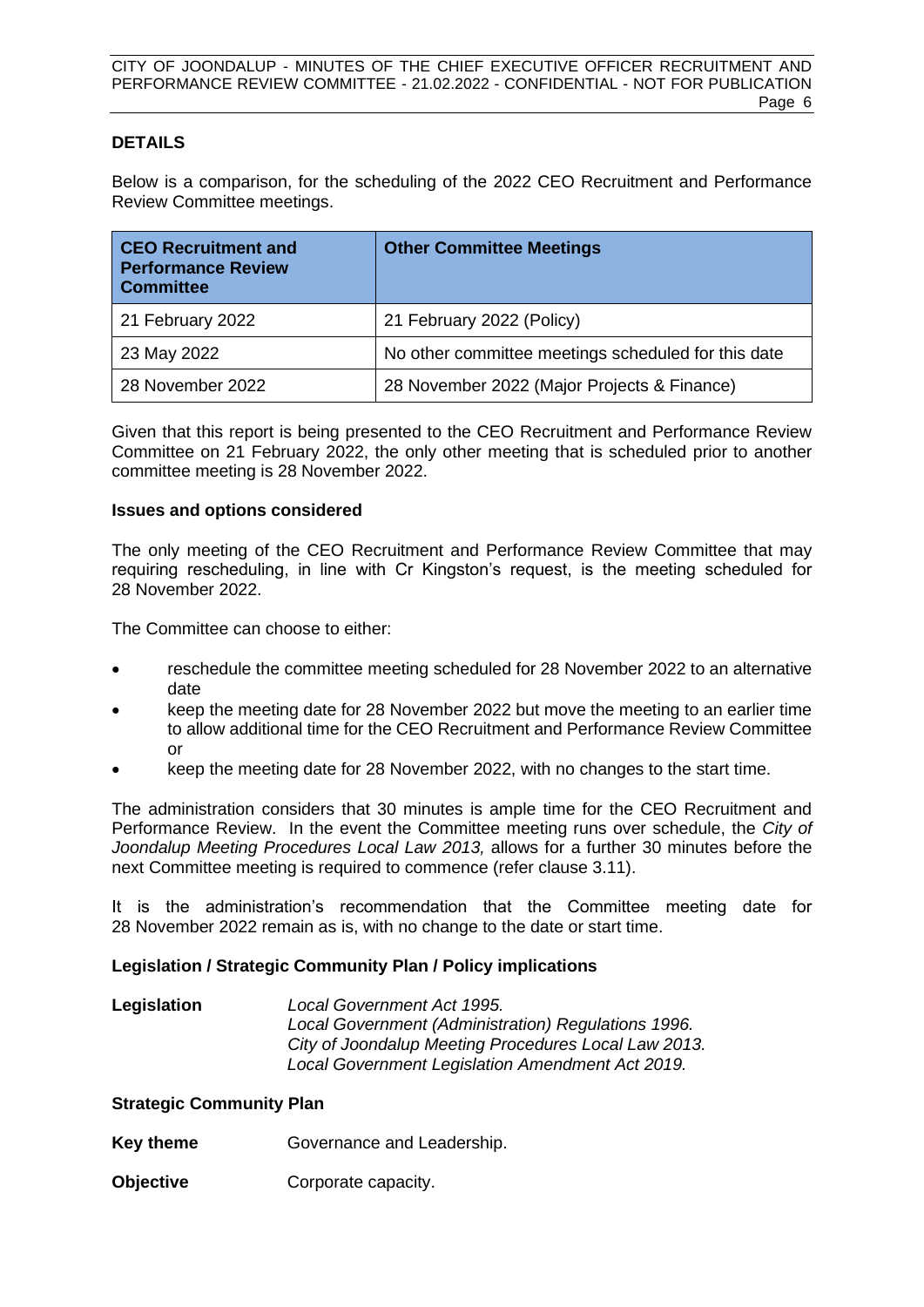## DETAILS

Below is a comparison, for the scheduling of the 2022 CEO Recruitment and Performance Review Committee meetings.

| CEO Recruitment and Performance Review Committee | Other Committee Meetings |
| --- | --- |
| 21 February 2022 | 21 February 2022 (Policy) |
| 23 May 2022 | No other committee meetings scheduled for this date |
| 28 November 2022 | 28 November 2022 (Major Projects & Finance) |

Given that this report is being presented to the CEO Recruitment and Performance Review Committee on 21 February 2022, the only other meeting that is scheduled prior to another committee meeting is 28 November 2022.

### Issues and options considered

The only meeting of the CEO Recruitment and Performance Review Committee that may requiring rescheduling, in line with Cr Kingston's request, is the meeting scheduled for 28 November 2022.

The Committee can choose to either:

- reschedule the committee meeting scheduled for 28 November 2022 to an alternative date
- keep the meeting date for 28 November 2022 but move the meeting to an earlier time to allow additional time for the CEO Recruitment and Performance Review Committee or
- keep the meeting date for 28 November 2022, with no changes to the start time.

The administration considers that 30 minutes is ample time for the CEO Recruitment and Performance Review. In the event the Committee meeting runs over schedule, the *City of Joondalup Meeting Procedures Local Law 2013,* allows for a further 30 minutes before the next Committee meeting is required to commence (refer clause 3.11).

It is the administration's recommendation that the Committee meeting date for 28 November 2022 remain as is, with no change to the date or start time.

### Legislation / Strategic Community Plan / Policy implications

**Legislation** *Local Government Act 1995.*
*Local Government (Administration) Regulations 1996.*
*City of Joondalup Meeting Procedures Local Law 2013.*
*Local Government Legislation Amendment Act 2019.*

### Strategic Community Plan

**Key theme** Governance and Leadership.

**Objective** Corporate capacity.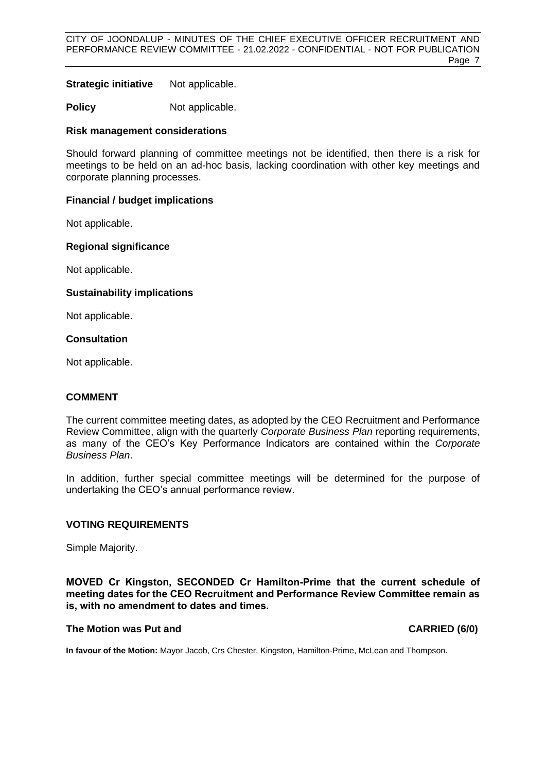**Strategic initiative** Not applicable.

**Policy** Not applicable.

**Risk management considerations**

Should forward planning of committee meetings not be identified, then there is a risk for meetings to be held on an ad-hoc basis, lacking coordination with other key meetings and corporate planning processes.

**Financial / budget implications**

Not applicable.

**Regional significance**

Not applicable.

**Sustainability implications**

Not applicable.

**Consultation**

Not applicable.

## COMMENT

The current committee meeting dates, as adopted by the CEO Recruitment and Performance Review Committee, align with the quarterly *Corporate Business Plan* reporting requirements, as many of the CEO's Key Performance Indicators are contained within the *Corporate Business Plan*.

In addition, further special committee meetings will be determined for the purpose of undertaking the CEO's annual performance review.

## VOTING REQUIREMENTS

Simple Majority.

**MOVED Cr Kingston, SECONDED Cr Hamilton-Prime that the current schedule of meeting dates for the CEO Recruitment and Performance Review Committee remain as is, with no amendment to dates and times.**

**The Motion was Put and CARRIED (6/0)**

**In favour of the Motion:** Mayor Jacob, Crs Chester, Kingston, Hamilton-Prime, McLean and Thompson.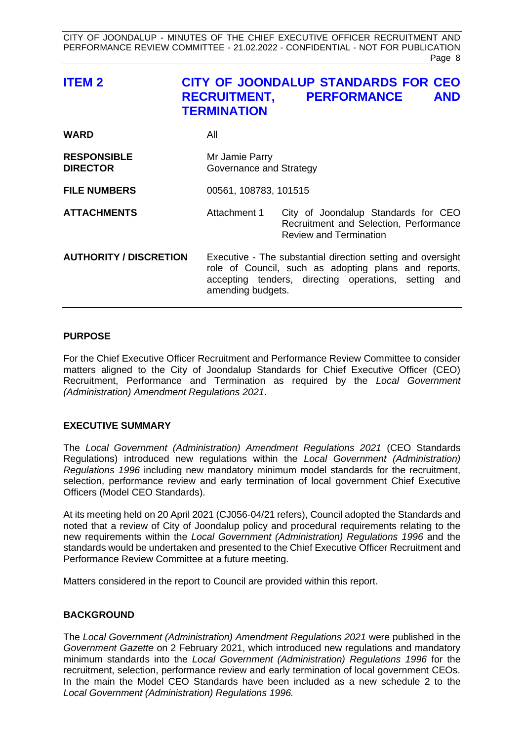## ITEM 2 CITY OF JOONDALUP STANDARDS FOR CEO RECRUITMENT, PERFORMANCE AND TERMINATION

| | | |
|---|---|---|
| **WARD** | All | |
| **RESPONSIBLE DIRECTOR** | Mr Jamie Parry<br>Governance and Strategy | |
| **FILE NUMBERS** | 00561, 108783, 101515 | |
| **ATTACHMENTS** | Attachment 1 | City of Joondalup Standards for CEO Recruitment and Selection, Performance Review and Termination |
| **AUTHORITY / DISCRETION** | Executive - The substantial direction setting and oversight role of Council, such as adopting plans and reports, accepting tenders, directing operations, setting and amending budgets. | |

### PURPOSE

For the Chief Executive Officer Recruitment and Performance Review Committee to consider matters aligned to the City of Joondalup Standards for Chief Executive Officer (CEO) Recruitment, Performance and Termination as required by the *Local Government (Administration) Amendment Regulations 2021*.

### EXECUTIVE SUMMARY

The *Local Government (Administration) Amendment Regulations 2021* (CEO Standards Regulations) introduced new regulations within the *Local Government (Administration) Regulations 1996* including new mandatory minimum model standards for the recruitment, selection, performance review and early termination of local government Chief Executive Officers (Model CEO Standards).

At its meeting held on 20 April 2021 (CJ056-04/21 refers), Council adopted the Standards and noted that a review of City of Joondalup policy and procedural requirements relating to the new requirements within the *Local Government (Administration) Regulations 1996* and the standards would be undertaken and presented to the Chief Executive Officer Recruitment and Performance Review Committee at a future meeting.

Matters considered in the report to Council are provided within this report.

### BACKGROUND

The *Local Government (Administration) Amendment Regulations 2021* were published in the *Government Gazette* on 2 February 2021, which introduced new regulations and mandatory minimum standards into the *Local Government (Administration) Regulations 1996* for the recruitment, selection, performance review and early termination of local government CEOs. In the main the Model CEO Standards have been included as a new schedule 2 to the *Local Government (Administration) Regulations 1996.*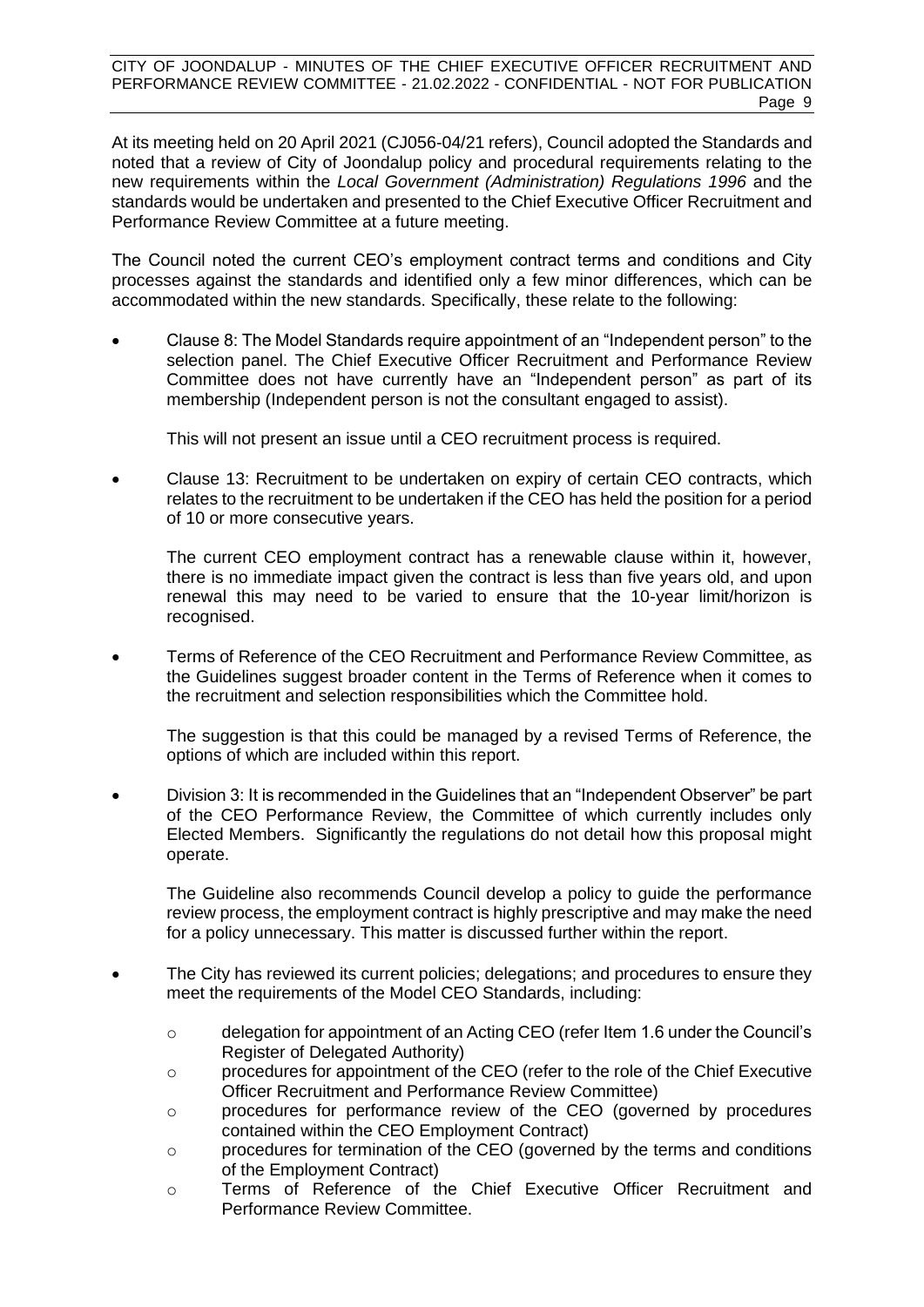At its meeting held on 20 April 2021 (CJ056-04/21 refers), Council adopted the Standards and noted that a review of City of Joondalup policy and procedural requirements relating to the new requirements within the *Local Government (Administration) Regulations 1996* and the standards would be undertaken and presented to the Chief Executive Officer Recruitment and Performance Review Committee at a future meeting.

The Council noted the current CEO's employment contract terms and conditions and City processes against the standards and identified only a few minor differences, which can be accommodated within the new standards. Specifically, these relate to the following:

- Clause 8: The Model Standards require appointment of an "Independent person" to the selection panel. The Chief Executive Officer Recruitment and Performance Review Committee does not have currently have an "Independent person" as part of its membership (Independent person is not the consultant engaged to assist).

  This will not present an issue until a CEO recruitment process is required.

- Clause 13: Recruitment to be undertaken on expiry of certain CEO contracts, which relates to the recruitment to be undertaken if the CEO has held the position for a period of 10 or more consecutive years.

  The current CEO employment contract has a renewable clause within it, however, there is no immediate impact given the contract is less than five years old, and upon renewal this may need to be varied to ensure that the 10-year limit/horizon is recognised.

- Terms of Reference of the CEO Recruitment and Performance Review Committee, as the Guidelines suggest broader content in the Terms of Reference when it comes to the recruitment and selection responsibilities which the Committee hold.

  The suggestion is that this could be managed by a revised Terms of Reference, the options of which are included within this report.

- Division 3: It is recommended in the Guidelines that an "Independent Observer" be part of the CEO Performance Review, the Committee of which currently includes only Elected Members. Significantly the regulations do not detail how this proposal might operate.

  The Guideline also recommends Council develop a policy to guide the performance review process, the employment contract is highly prescriptive and may make the need for a policy unnecessary. This matter is discussed further within the report.

- The City has reviewed its current policies; delegations; and procedures to ensure they meet the requirements of the Model CEO Standards, including:
  - delegation for appointment of an Acting CEO (refer Item 1.6 under the Council's Register of Delegated Authority)
  - procedures for appointment of the CEO (refer to the role of the Chief Executive Officer Recruitment and Performance Review Committee)
  - procedures for performance review of the CEO (governed by procedures contained within the CEO Employment Contract)
  - procedures for termination of the CEO (governed by the terms and conditions of the Employment Contract)
  - Terms of Reference of the Chief Executive Officer Recruitment and Performance Review Committee.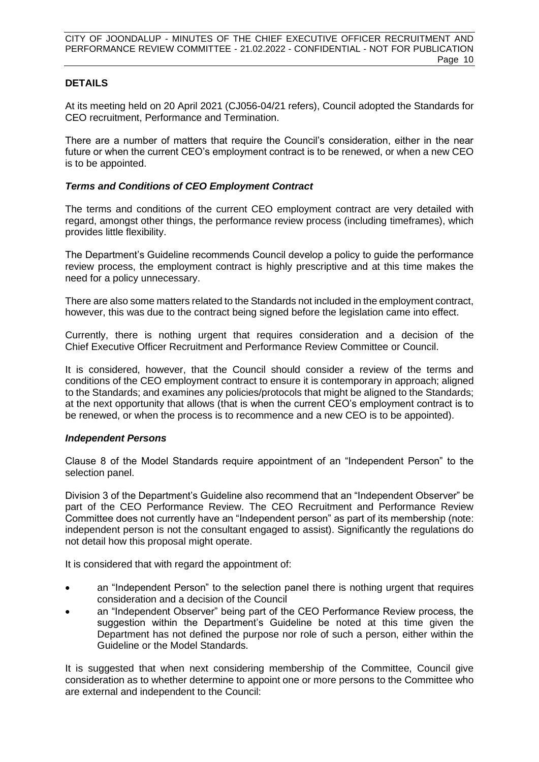## DETAILS

At its meeting held on 20 April 2021 (CJ056-04/21 refers), Council adopted the Standards for CEO recruitment, Performance and Termination.

There are a number of matters that require the Council's consideration, either in the near future or when the current CEO's employment contract is to be renewed, or when a new CEO is to be appointed.

### *Terms and Conditions of CEO Employment Contract*

The terms and conditions of the current CEO employment contract are very detailed with regard, amongst other things, the performance review process (including timeframes), which provides little flexibility.

The Department's Guideline recommends Council develop a policy to guide the performance review process, the employment contract is highly prescriptive and at this time makes the need for a policy unnecessary.

There are also some matters related to the Standards not included in the employment contract, however, this was due to the contract being signed before the legislation came into effect.

Currently, there is nothing urgent that requires consideration and a decision of the Chief Executive Officer Recruitment and Performance Review Committee or Council.

It is considered, however, that the Council should consider a review of the terms and conditions of the CEO employment contract to ensure it is contemporary in approach; aligned to the Standards; and examines any policies/protocols that might be aligned to the Standards; at the next opportunity that allows (that is when the current CEO's employment contract is to be renewed, or when the process is to recommence and a new CEO is to be appointed).

### *Independent Persons*

Clause 8 of the Model Standards require appointment of an "Independent Person" to the selection panel.

Division 3 of the Department's Guideline also recommend that an "Independent Observer" be part of the CEO Performance Review. The CEO Recruitment and Performance Review Committee does not currently have an "Independent person" as part of its membership (note: independent person is not the consultant engaged to assist). Significantly the regulations do not detail how this proposal might operate.

It is considered that with regard the appointment of:

- an "Independent Person" to the selection panel there is nothing urgent that requires consideration and a decision of the Council
- an "Independent Observer" being part of the CEO Performance Review process, the suggestion within the Department's Guideline be noted at this time given the Department has not defined the purpose nor role of such a person, either within the Guideline or the Model Standards.

It is suggested that when next considering membership of the Committee, Council give consideration as to whether determine to appoint one or more persons to the Committee who are external and independent to the Council: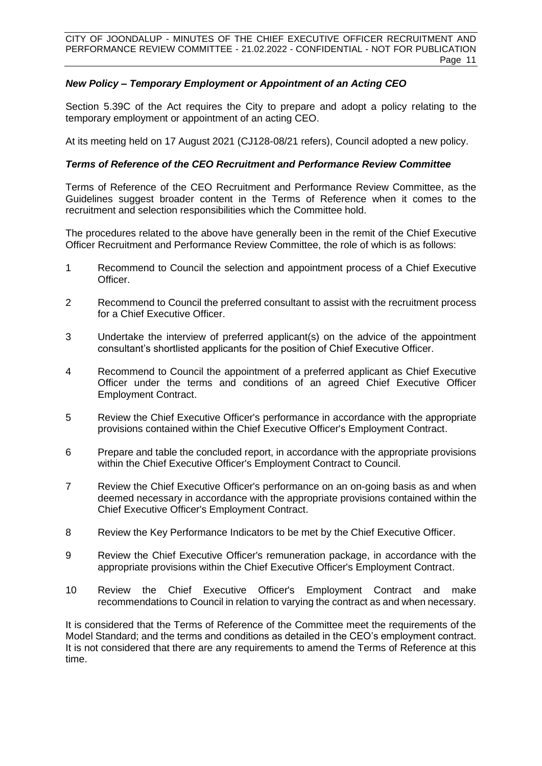### *New Policy – Temporary Employment or Appointment of an Acting CEO*

Section 5.39C of the Act requires the City to prepare and adopt a policy relating to the temporary employment or appointment of an acting CEO.

At its meeting held on 17 August 2021 (CJ128-08/21 refers), Council adopted a new policy.

### *Terms of Reference of the CEO Recruitment and Performance Review Committee*

Terms of Reference of the CEO Recruitment and Performance Review Committee, as the Guidelines suggest broader content in the Terms of Reference when it comes to the recruitment and selection responsibilities which the Committee hold.

The procedures related to the above have generally been in the remit of the Chief Executive Officer Recruitment and Performance Review Committee, the role of which is as follows:

1. Recommend to Council the selection and appointment process of a Chief Executive Officer.
2. Recommend to Council the preferred consultant to assist with the recruitment process for a Chief Executive Officer.
3. Undertake the interview of preferred applicant(s) on the advice of the appointment consultant's shortlisted applicants for the position of Chief Executive Officer.
4. Recommend to Council the appointment of a preferred applicant as Chief Executive Officer under the terms and conditions of an agreed Chief Executive Officer Employment Contract.
5. Review the Chief Executive Officer's performance in accordance with the appropriate provisions contained within the Chief Executive Officer's Employment Contract.
6. Prepare and table the concluded report, in accordance with the appropriate provisions within the Chief Executive Officer's Employment Contract to Council.
7. Review the Chief Executive Officer's performance on an on-going basis as and when deemed necessary in accordance with the appropriate provisions contained within the Chief Executive Officer's Employment Contract.
8. Review the Key Performance Indicators to be met by the Chief Executive Officer.
9. Review the Chief Executive Officer's remuneration package, in accordance with the appropriate provisions within the Chief Executive Officer's Employment Contract.
10. Review the Chief Executive Officer's Employment Contract and make recommendations to Council in relation to varying the contract as and when necessary.

It is considered that the Terms of Reference of the Committee meet the requirements of the Model Standard; and the terms and conditions as detailed in the CEO's employment contract. It is not considered that there are any requirements to amend the Terms of Reference at this time.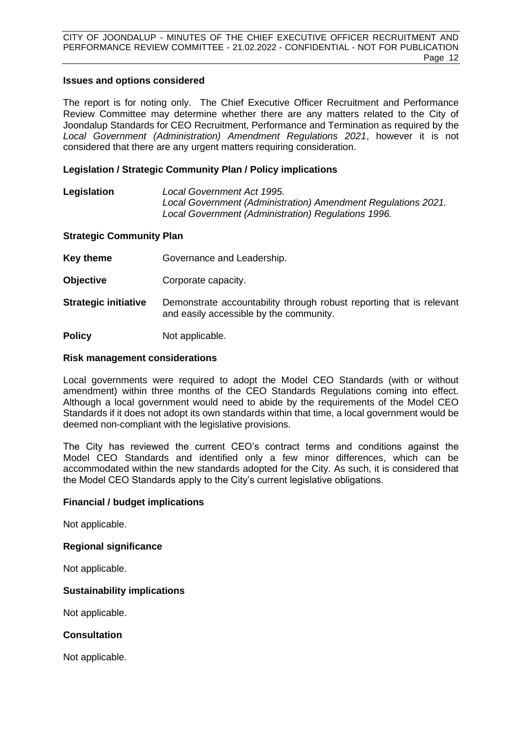### Issues and options considered

The report is for noting only. The Chief Executive Officer Recruitment and Performance Review Committee may determine whether there are any matters related to the City of Joondalup Standards for CEO Recruitment, Performance and Termination as required by the *Local Government (Administration) Amendment Regulations 2021*, however it is not considered that there are any urgent matters requiring consideration.

### Legislation / Strategic Community Plan / Policy implications

| | |
|---|---|
| **Legislation** | *Local Government Act 1995.*<br>*Local Government (Administration) Amendment Regulations 2021.*<br>*Local Government (Administration) Regulations 1996.* |

**Strategic Community Plan**

| | |
|---|---|
| **Key theme** | Governance and Leadership. |
| **Objective** | Corporate capacity. |
| **Strategic initiative** | Demonstrate accountability through robust reporting that is relevant and easily accessible by the community. |
| **Policy** | Not applicable. |

### Risk management considerations

Local governments were required to adopt the Model CEO Standards (with or without amendment) within three months of the CEO Standards Regulations coming into effect. Although a local government would need to abide by the requirements of the Model CEO Standards if it does not adopt its own standards within that time, a local government would be deemed non-compliant with the legislative provisions.

The City has reviewed the current CEO's contract terms and conditions against the Model CEO Standards and identified only a few minor differences, which can be accommodated within the new standards adopted for the City. As such, it is considered that the Model CEO Standards apply to the City's current legislative obligations.

### Financial / budget implications

Not applicable.

### Regional significance

Not applicable.

### Sustainability implications

Not applicable.

### Consultation

Not applicable.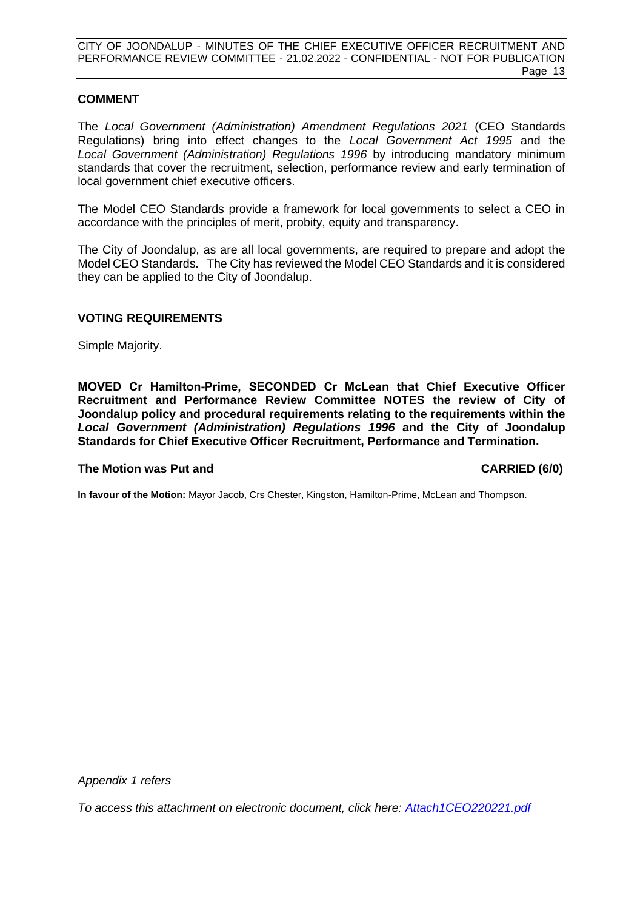## COMMENT

The *Local Government (Administration) Amendment Regulations 2021* (CEO Standards Regulations) bring into effect changes to the *Local Government Act 1995* and the *Local Government (Administration) Regulations 1996* by introducing mandatory minimum standards that cover the recruitment, selection, performance review and early termination of local government chief executive officers.

The Model CEO Standards provide a framework for local governments to select a CEO in accordance with the principles of merit, probity, equity and transparency.

The City of Joondalup, as are all local governments, are required to prepare and adopt the Model CEO Standards. The City has reviewed the Model CEO Standards and it is considered they can be applied to the City of Joondalup.

## VOTING REQUIREMENTS

Simple Majority.

**MOVED Cr Hamilton-Prime, SECONDED Cr McLean that Chief Executive Officer Recruitment and Performance Review Committee NOTES the review of City of Joondalup policy and procedural requirements relating to the requirements within the *Local Government (Administration) Regulations 1996* and the City of Joondalup Standards for Chief Executive Officer Recruitment, Performance and Termination.**

**The Motion was Put and CARRIED (6/0)**

**In favour of the Motion:** Mayor Jacob, Crs Chester, Kingston, Hamilton-Prime, McLean and Thompson.

*Appendix 1 refers*

*To access this attachment on electronic document, click here: Attach1CEO220221.pdf*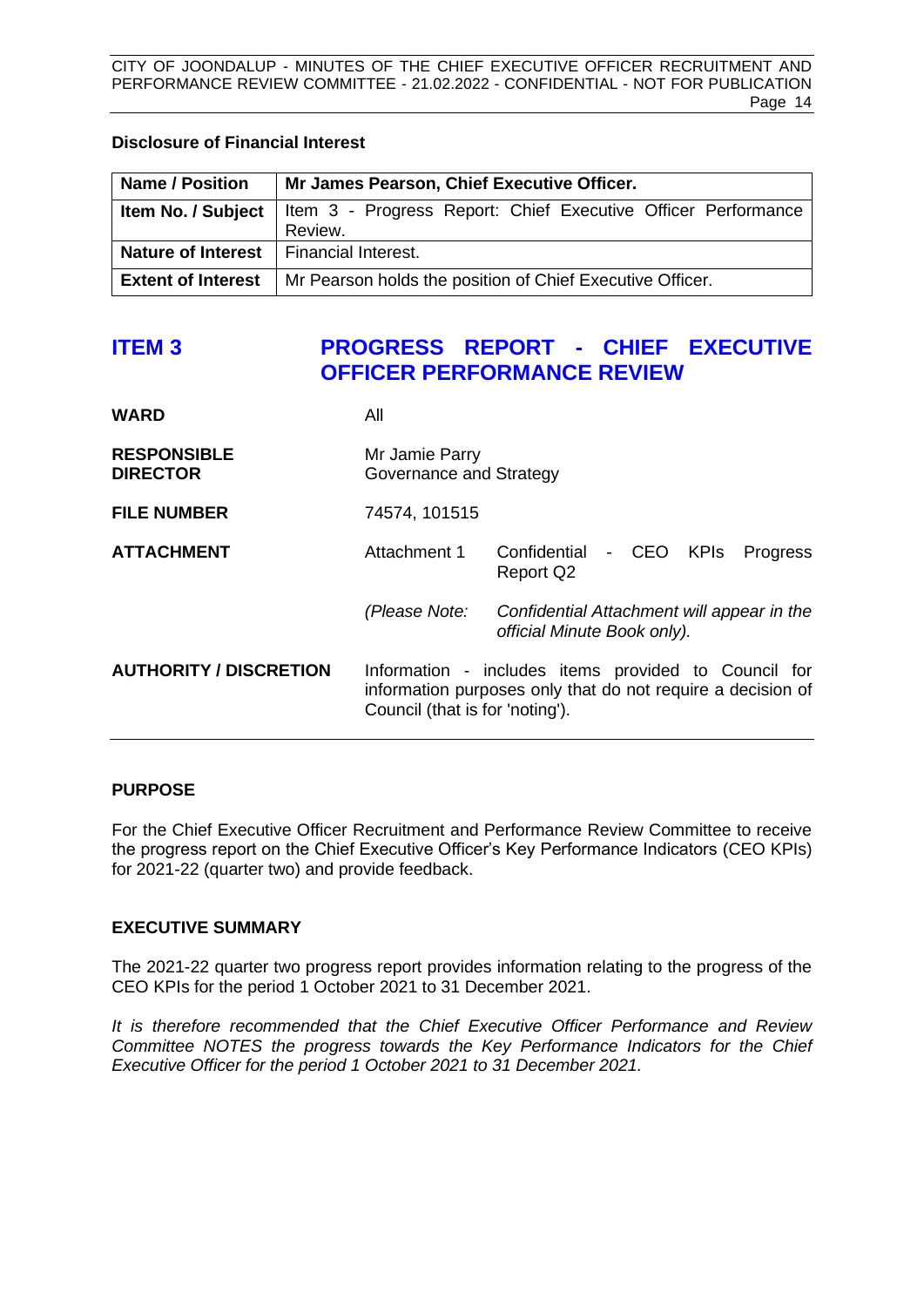**Disclosure of Financial Interest**

| Name / Position | Mr James Pearson, Chief Executive Officer. |
| --- | --- |
| Item No. / Subject | Item 3 - Progress Report: Chief Executive Officer Performance Review. |
| Nature of Interest | Financial Interest. |
| Extent of Interest | Mr Pearson holds the position of Chief Executive Officer. |

## ITEM 3 PROGRESS REPORT - CHIEF EXECUTIVE OFFICER PERFORMANCE REVIEW

| | | |
| --- | --- | --- |
| **WARD** | All | |
| **RESPONSIBLE DIRECTOR** | Mr Jamie Parry<br>Governance and Strategy | |
| **FILE NUMBER** | 74574, 101515 | |
| **ATTACHMENT** | Attachment 1 | Confidential - CEO KPIs Progress Report Q2 |
| | *(Please Note:* | *Confidential Attachment will appear in the official Minute Book only).* |
| **AUTHORITY / DISCRETION** | Information - includes items provided to Council for information purposes only that do not require a decision of Council (that is for 'noting'). | |

### PURPOSE

For the Chief Executive Officer Recruitment and Performance Review Committee to receive the progress report on the Chief Executive Officer's Key Performance Indicators (CEO KPIs) for 2021-22 (quarter two) and provide feedback.

### EXECUTIVE SUMMARY

The 2021-22 quarter two progress report provides information relating to the progress of the CEO KPIs for the period 1 October 2021 to 31 December 2021.

*It is therefore recommended that the Chief Executive Officer Performance and Review Committee NOTES the progress towards the Key Performance Indicators for the Chief Executive Officer for the period 1 October 2021 to 31 December 2021.*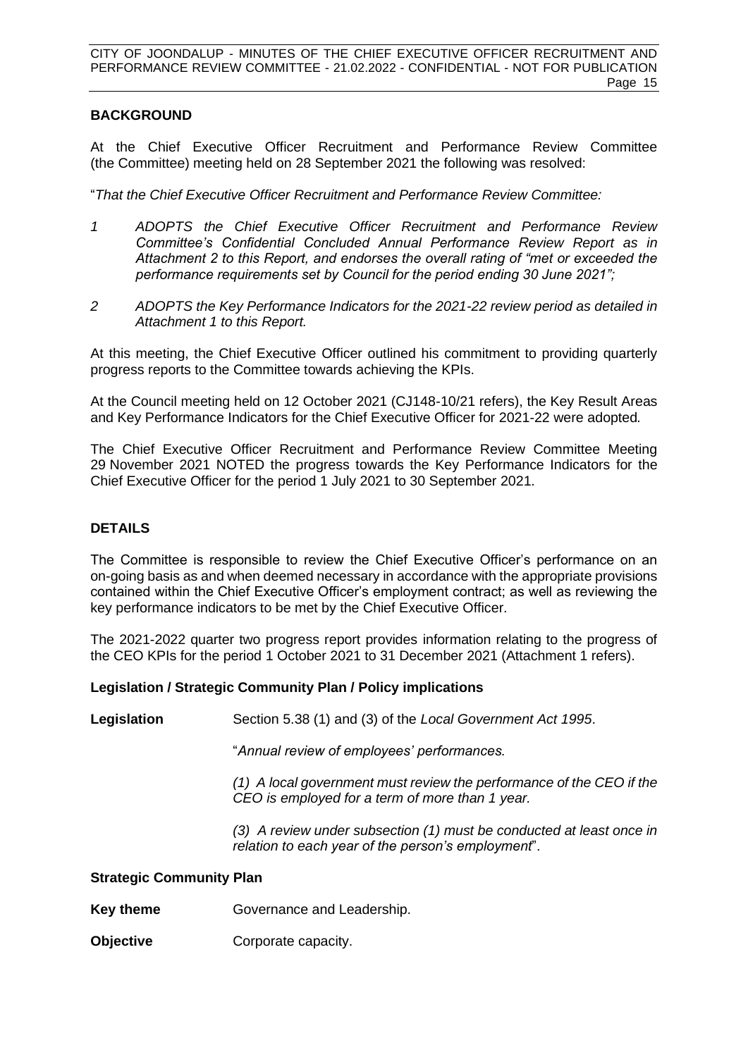## BACKGROUND

At the Chief Executive Officer Recruitment and Performance Review Committee (the Committee) meeting held on 28 September 2021 the following was resolved:

"*That the Chief Executive Officer Recruitment and Performance Review Committee:*

*1 ADOPTS the Chief Executive Officer Recruitment and Performance Review Committee's Confidential Concluded Annual Performance Review Report as in Attachment 2 to this Report, and endorses the overall rating of "met or exceeded the performance requirements set by Council for the period ending 30 June 2021";*

*2 ADOPTS the Key Performance Indicators for the 2021-22 review period as detailed in Attachment 1 to this Report.*

At this meeting, the Chief Executive Officer outlined his commitment to providing quarterly progress reports to the Committee towards achieving the KPIs.

At the Council meeting held on 12 October 2021 (CJ148-10/21 refers), the Key Result Areas and Key Performance Indicators for the Chief Executive Officer for 2021-22 were adopted.

The Chief Executive Officer Recruitment and Performance Review Committee Meeting 29 November 2021 NOTED the progress towards the Key Performance Indicators for the Chief Executive Officer for the period 1 July 2021 to 30 September 2021.

## DETAILS

The Committee is responsible to review the Chief Executive Officer's performance on an on-going basis as and when deemed necessary in accordance with the appropriate provisions contained within the Chief Executive Officer's employment contract; as well as reviewing the key performance indicators to be met by the Chief Executive Officer.

The 2021-2022 quarter two progress report provides information relating to the progress of the CEO KPIs for the period 1 October 2021 to 31 December 2021 (Attachment 1 refers).

### Legislation / Strategic Community Plan / Policy implications

**Legislation** Section 5.38 (1) and (3) of the *Local Government Act 1995*.

"*Annual review of employees' performances.*

*(1) A local government must review the performance of the CEO if the CEO is employed for a term of more than 1 year.*

*(3) A review under subsection (1) must be conducted at least once in relation to each year of the person's employment*".

### Strategic Community Plan

**Key theme** Governance and Leadership.

**Objective** Corporate capacity.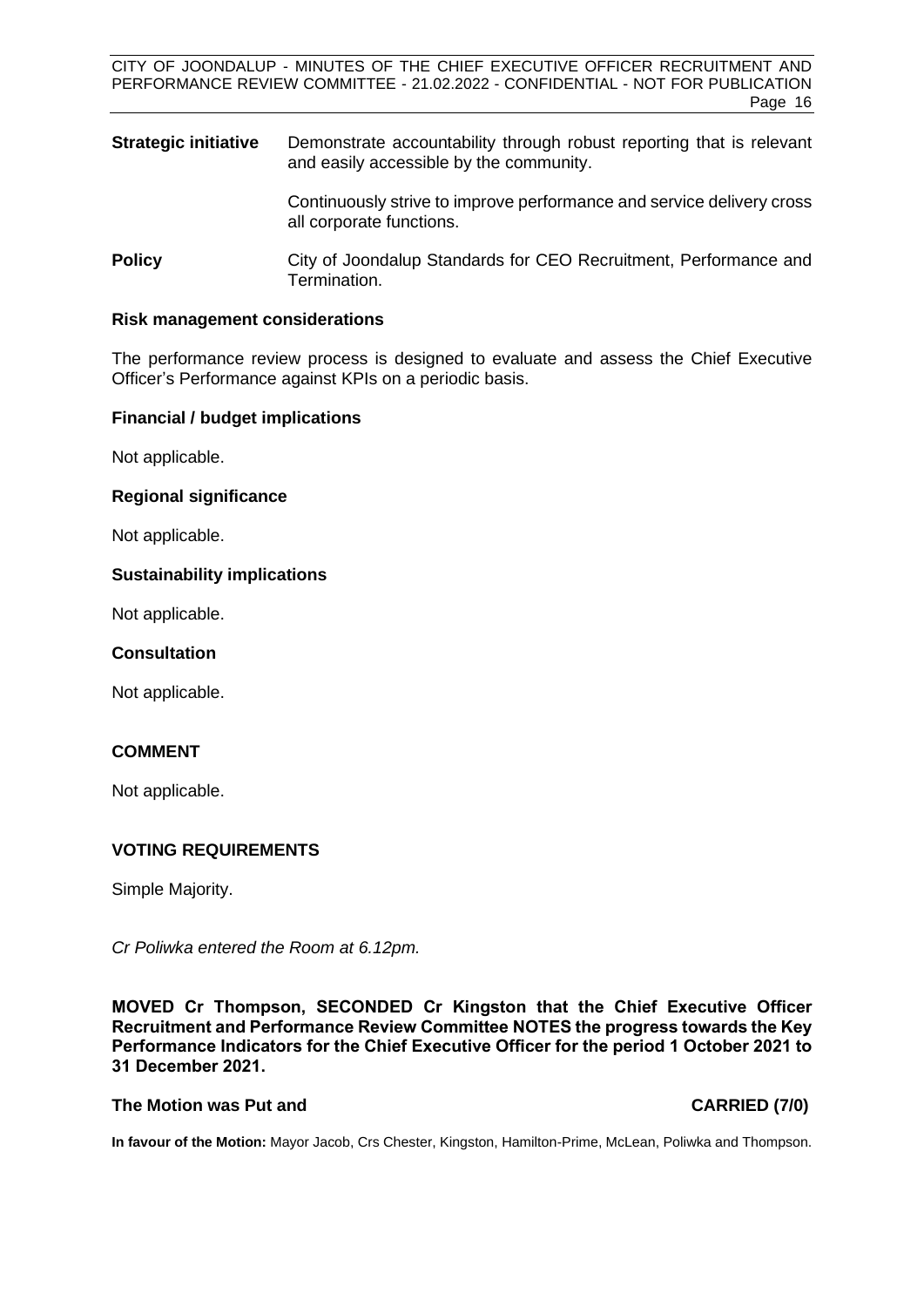**Strategic initiative** Demonstrate accountability through robust reporting that is relevant and easily accessible by the community.

Continuously strive to improve performance and service delivery cross all corporate functions.

**Policy** City of Joondalup Standards for CEO Recruitment, Performance and Termination.

**Risk management considerations**

The performance review process is designed to evaluate and assess the Chief Executive Officer's Performance against KPIs on a periodic basis.

**Financial / budget implications**

Not applicable.

**Regional significance**

Not applicable.

**Sustainability implications**

Not applicable.

**Consultation**

Not applicable.

## COMMENT

Not applicable.

## VOTING REQUIREMENTS

Simple Majority.

*Cr Poliwka entered the Room at 6.12pm.*

**MOVED Cr Thompson, SECONDED Cr Kingston that the Chief Executive Officer Recruitment and Performance Review Committee NOTES the progress towards the Key Performance Indicators for the Chief Executive Officer for the period 1 October 2021 to 31 December 2021.**

**The Motion was Put and CARRIED (7/0)**

**In favour of the Motion:** Mayor Jacob, Crs Chester, Kingston, Hamilton-Prime, McLean, Poliwka and Thompson.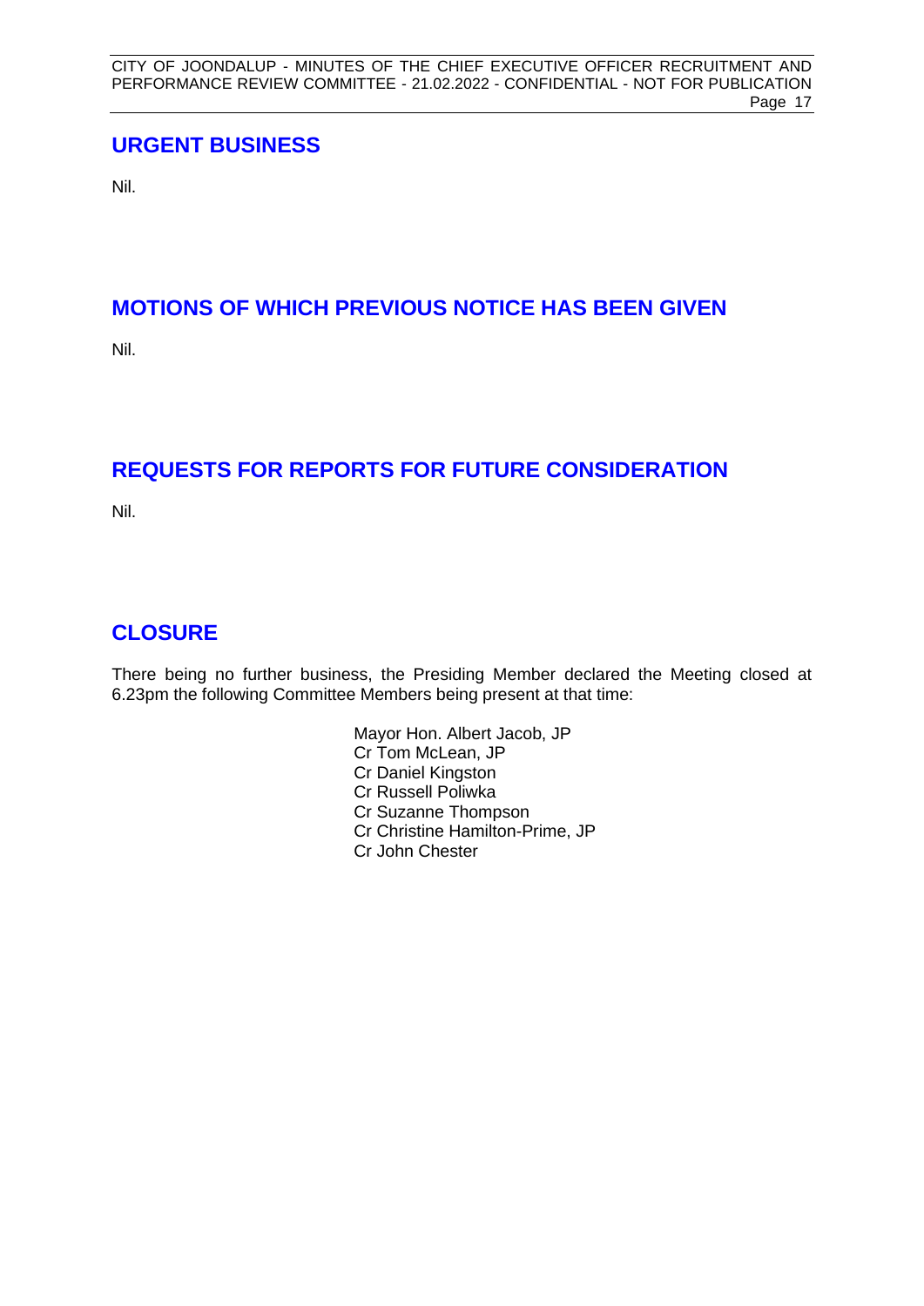## URGENT BUSINESS

Nil.

## MOTIONS OF WHICH PREVIOUS NOTICE HAS BEEN GIVEN

Nil.

## REQUESTS FOR REPORTS FOR FUTURE CONSIDERATION

Nil.

## CLOSURE

There being no further business, the Presiding Member declared the Meeting closed at 6.23pm the following Committee Members being present at that time:

Mayor Hon. Albert Jacob, JP
Cr Tom McLean, JP
Cr Daniel Kingston
Cr Russell Poliwka
Cr Suzanne Thompson
Cr Christine Hamilton-Prime, JP
Cr John Chester